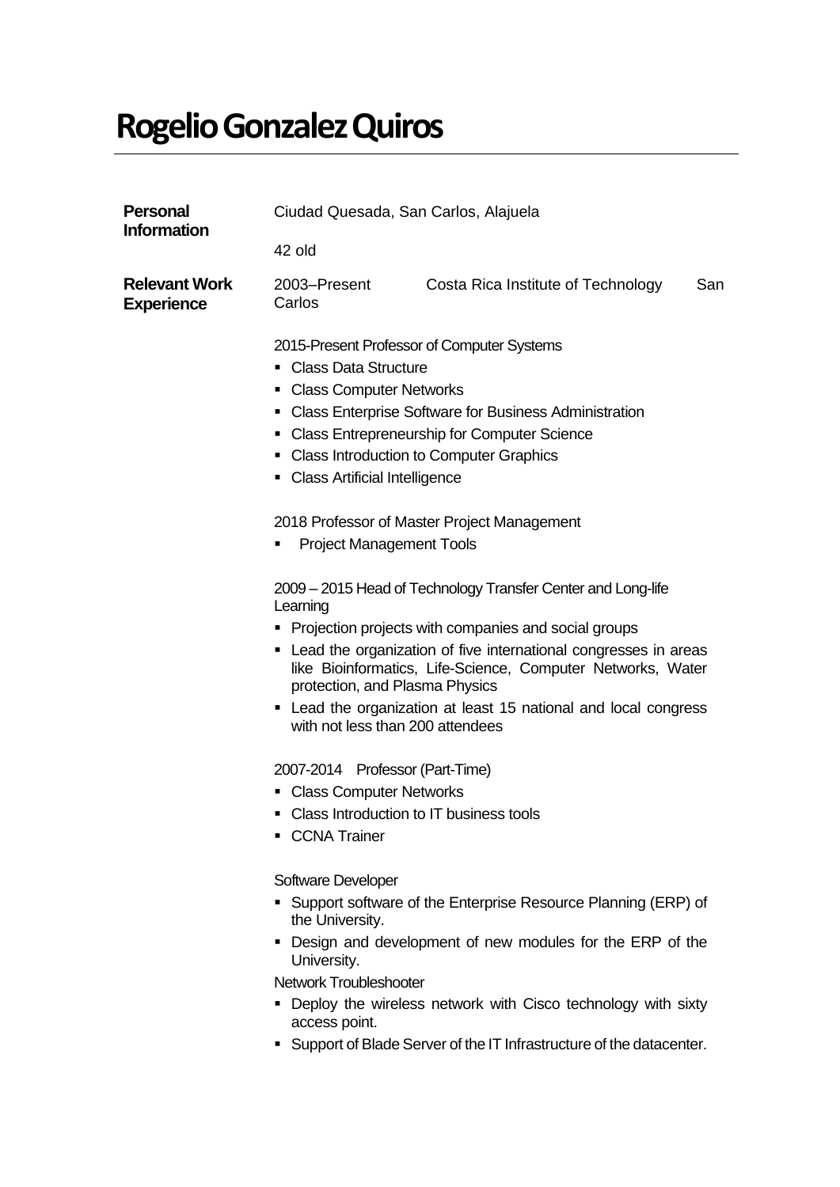# Rogelio Gonzalez Quiros

**Personal Information**

Ciudad Quesada, San Carlos, Alajuela

42 old

**Relevant Work Experience**

2003–Present    Costa Rica Institute of Technology    San Carlos

2015-Present Professor of Computer Systems

- Class Data Structure
- Class Computer Networks
- Class Enterprise Software for Business Administration
- Class Entrepreneurship for Computer Science
- Class Introduction to Computer Graphics
- Class Artificial Intelligence

2018 Professor of Master Project Management

- Project Management Tools

2009 – 2015 Head of Technology Transfer Center and Long-life Learning

- Projection projects with companies and social groups
- Lead the organization of five international congresses in areas like Bioinformatics, Life-Science, Computer Networks, Water protection, and Plasma Physics
- Lead the organization at least 15 national and local congress with not less than 200 attendees

2007-2014 Professor (Part-Time)

- Class Computer Networks
- Class Introduction to IT business tools
- CCNA Trainer

Software Developer

- Support software of the Enterprise Resource Planning (ERP) of the University.
- Design and development of new modules for the ERP of the University.

Network Troubleshooter

- Deploy the wireless network with Cisco technology with sixty access point.
- Support of Blade Server of the IT Infrastructure of the datacenter.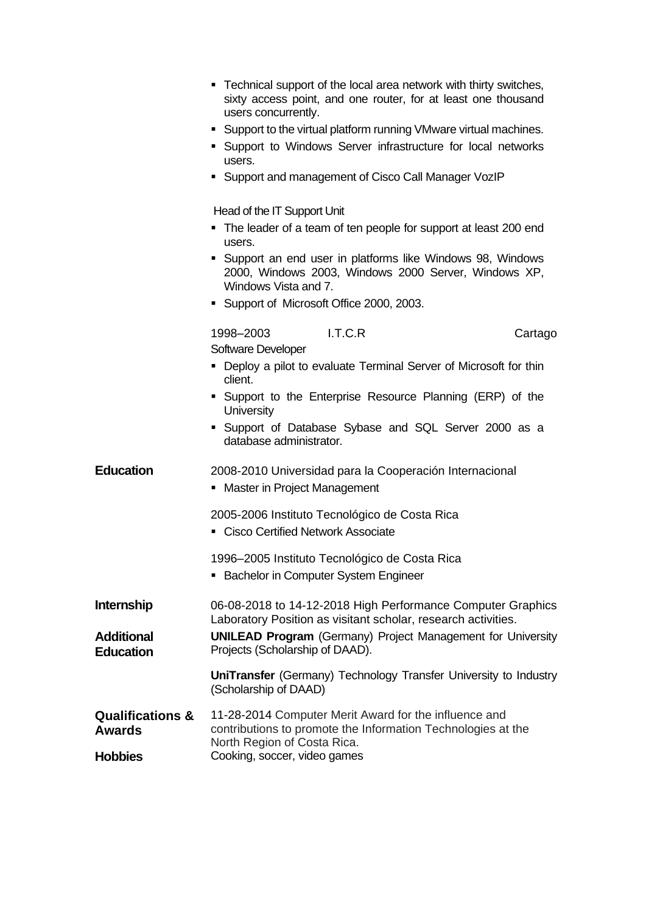- Technical support of the local area network with thirty switches, sixty access point, and one router, for at least one thousand users concurrently.
- Support to the virtual platform running VMware virtual machines.
- Support to Windows Server infrastructure for local networks users.
- Support and management of Cisco Call Manager VozIP

Head of the IT Support Unit

- The leader of a team of ten people for support at least 200 end users.
- Support an end user in platforms like Windows 98, Windows 2000, Windows 2003, Windows 2000 Server, Windows XP, Windows Vista and 7.
- Support of Microsoft Office 2000, 2003.

1998–2003 I.T.C.R Cartago

Software Developer

- Deploy a pilot to evaluate Terminal Server of Microsoft for thin client.
- Support to the Enterprise Resource Planning (ERP) of the University
- Support of Database Sybase and SQL Server 2000 as a database administrator.

**Education**

2008-2010 Universidad para la Cooperación Internacional

- Master in Project Management

2005-2006 Instituto Tecnológico de Costa Rica

- Cisco Certified Network Associate

1996–2005 Instituto Tecnológico de Costa Rica

- Bachelor in Computer System Engineer

**Internship**

06-08-2018 to 14-12-2018 High Performance Computer Graphics Laboratory Position as visitant scholar, research activities.

**Additional Education**

**UNILEAD Program** (Germany) Project Management for University Projects (Scholarship of DAAD).

**UniTransfer** (Germany) Technology Transfer University to Industry (Scholarship of DAAD)

**Qualifications & Awards**

11-28-2014 Computer Merit Award for the influence and contributions to promote the Information Technologies at the North Region of Costa Rica.

**Hobbies**

Cooking, soccer, video games